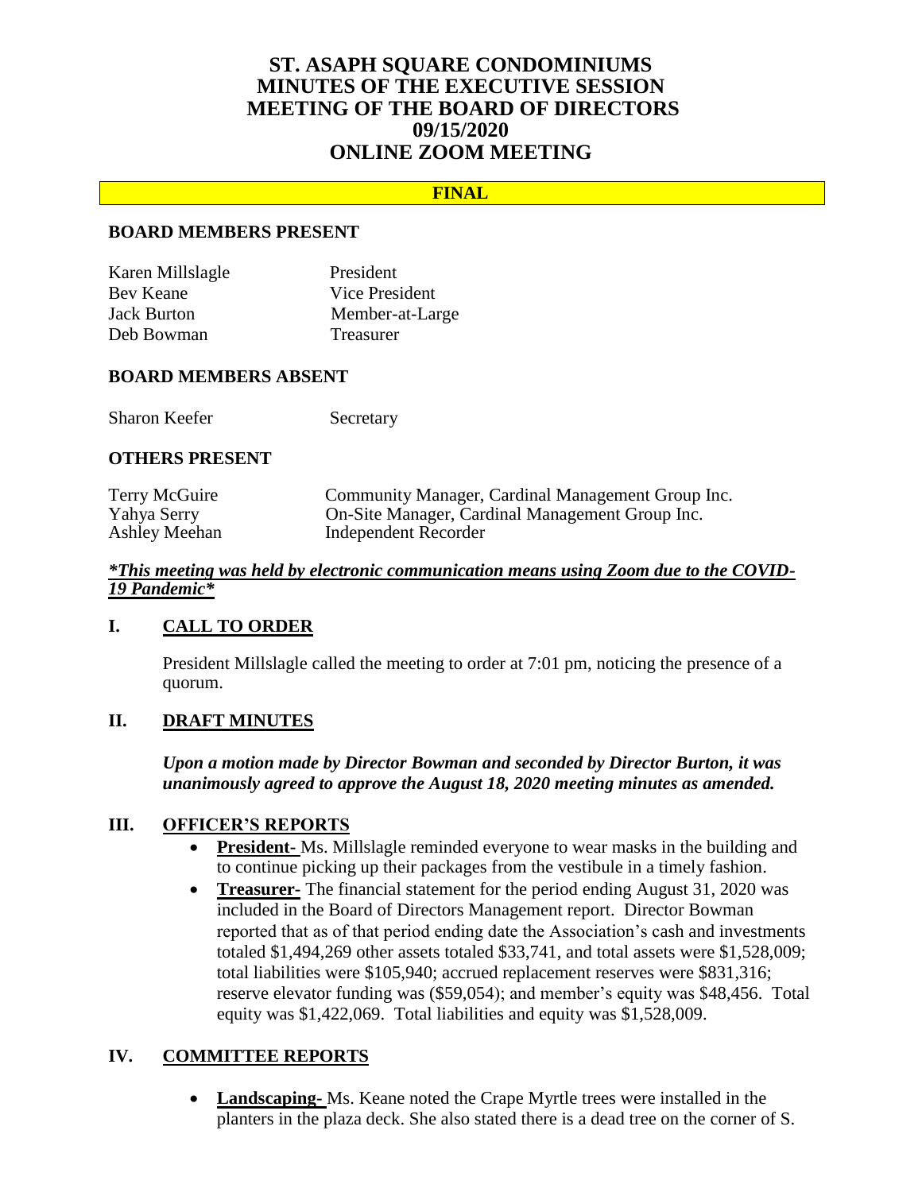# ST. ASAPH SQUARE CONDOMINIUMS
# MINUTES OF THE EXECUTIVE SESSION
# MEETING OF THE BOARD OF DIRECTORS
# 09/15/2020
# ONLINE ZOOM MEETING

**FINAL**

### BOARD MEMBERS PRESENT

| | |
|---|---|
| Karen Millslagle | President |
| Bev Keane | Vice President |
| Jack Burton | Member-at-Large |
| Deb Bowman | Treasurer |

### BOARD MEMBERS ABSENT

| | |
|---|---|
| Sharon Keefer | Secretary |

### OTHERS PRESENT

| | |
|---|---|
| Terry McGuire | Community Manager, Cardinal Management Group Inc. |
| Yahya Serry | On-Site Manager, Cardinal Management Group Inc. |
| Ashley Meehan | Independent Recorder |

***\*This meeting was held by electronic communication means using Zoom due to the COVID-19 Pandemic\****

## I. CALL TO ORDER

President Millslagle called the meeting to order at 7:01 pm, noticing the presence of a quorum.

## II. DRAFT MINUTES

***Upon a motion made by Director Bowman and seconded by Director Burton, it was unanimously agreed to approve the August 18, 2020 meeting minutes as amended.***

## III. OFFICER'S REPORTS

- **President-** Ms. Millslagle reminded everyone to wear masks in the building and to continue picking up their packages from the vestibule in a timely fashion.
- **Treasurer-** The financial statement for the period ending August 31, 2020 was included in the Board of Directors Management report. Director Bowman reported that as of that period ending date the Association's cash and investments totaled $1,494,269 other assets totaled $33,741, and total assets were $1,528,009; total liabilities were $105,940; accrued replacement reserves were $831,316; reserve elevator funding was ($59,054); and member's equity was $48,456. Total equity was $1,422,069. Total liabilities and equity was $1,528,009.

## IV. COMMITTEE REPORTS

- **Landscaping-** Ms. Keane noted the Crape Myrtle trees were installed in the planters in the plaza deck. She also stated there is a dead tree on the corner of S.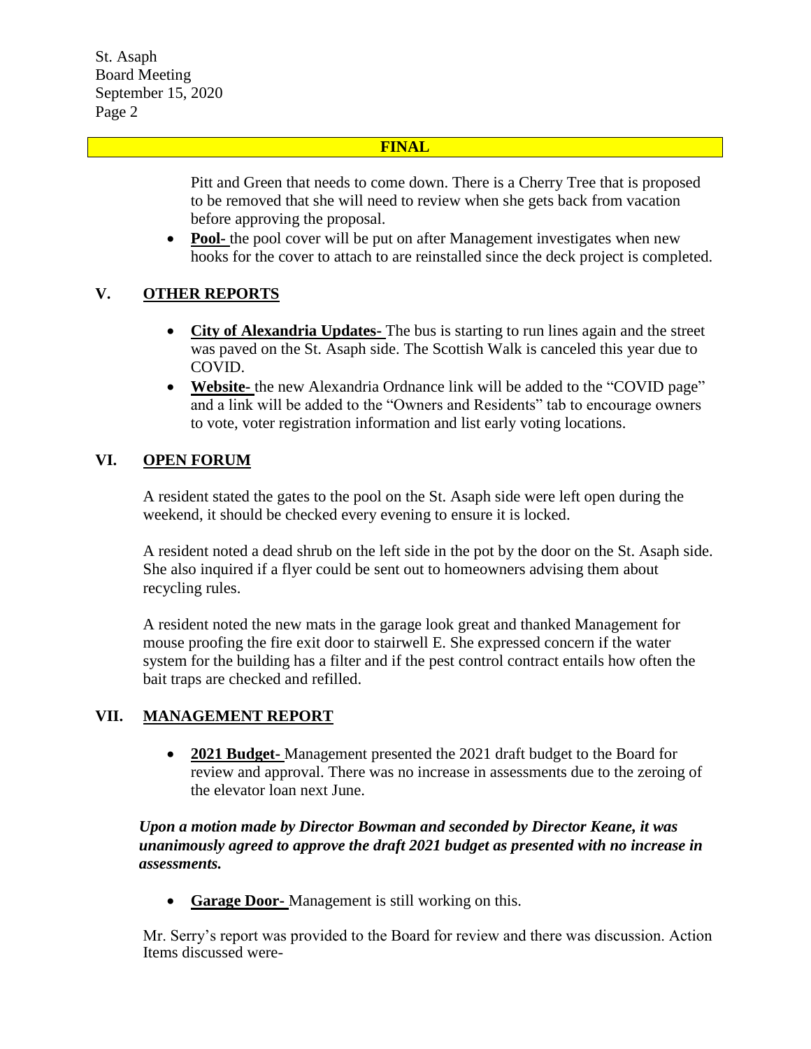**FINAL**

Pitt and Green that needs to come down. There is a Cherry Tree that is proposed to be removed that she will need to review when she gets back from vacation before approving the proposal.

- **Pool-** the pool cover will be put on after Management investigates when new hooks for the cover to attach to are reinstalled since the deck project is completed.

## V. OTHER REPORTS

- **City of Alexandria Updates-** The bus is starting to run lines again and the street was paved on the St. Asaph side. The Scottish Walk is canceled this year due to COVID.
- **Website-** the new Alexandria Ordnance link will be added to the "COVID page" and a link will be added to the "Owners and Residents" tab to encourage owners to vote, voter registration information and list early voting locations.

## VI. OPEN FORUM

A resident stated the gates to the pool on the St. Asaph side were left open during the weekend, it should be checked every evening to ensure it is locked.

A resident noted a dead shrub on the left side in the pot by the door on the St. Asaph side. She also inquired if a flyer could be sent out to homeowners advising them about recycling rules.

A resident noted the new mats in the garage look great and thanked Management for mouse proofing the fire exit door to stairwell E. She expressed concern if the water system for the building has a filter and if the pest control contract entails how often the bait traps are checked and refilled.

## VII. MANAGEMENT REPORT

- **2021 Budget-** Management presented the 2021 draft budget to the Board for review and approval. There was no increase in assessments due to the zeroing of the elevator loan next June.

***Upon a motion made by Director Bowman and seconded by Director Keane, it was unanimously agreed to approve the draft 2021 budget as presented with no increase in assessments.***

- **Garage Door-** Management is still working on this.

Mr. Serry's report was provided to the Board for review and there was discussion. Action Items discussed were-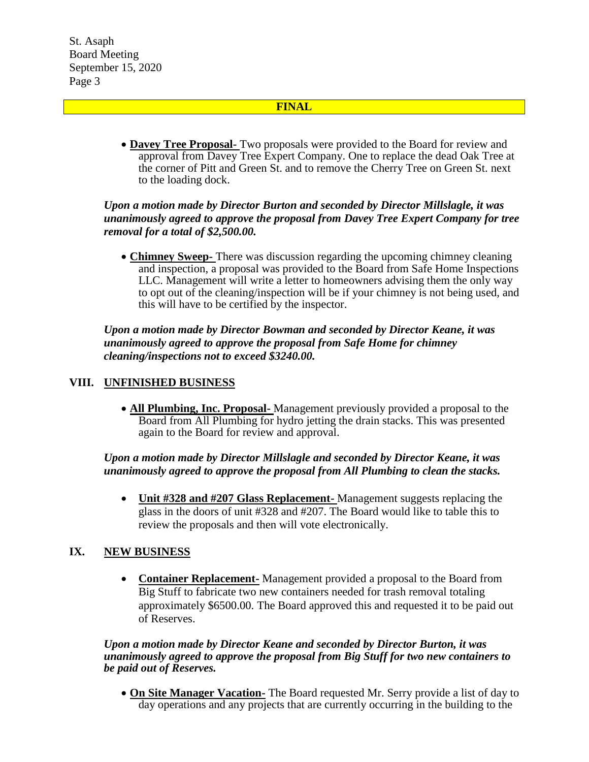**FINAL**

- **Davey Tree Proposal-** Two proposals were provided to the Board for review and approval from Davey Tree Expert Company. One to replace the dead Oak Tree at the corner of Pitt and Green St. and to remove the Cherry Tree on Green St. next to the loading dock.

***Upon a motion made by Director Burton and seconded by Director Millslagle, it was unanimously agreed to approve the proposal from Davey Tree Expert Company for tree removal for a total of $2,500.00.***

- **Chimney Sweep-** There was discussion regarding the upcoming chimney cleaning and inspection, a proposal was provided to the Board from Safe Home Inspections LLC. Management will write a letter to homeowners advising them the only way to opt out of the cleaning/inspection will be if your chimney is not being used, and this will have to be certified by the inspector.

***Upon a motion made by Director Bowman and seconded by Director Keane, it was unanimously agreed to approve the proposal from Safe Home for chimney cleaning/inspections not to exceed $3240.00.***

## VIII. UNFINISHED BUSINESS

- **All Plumbing, Inc. Proposal-** Management previously provided a proposal to the Board from All Plumbing for hydro jetting the drain stacks. This was presented again to the Board for review and approval.

***Upon a motion made by Director Millslagle and seconded by Director Keane, it was unanimously agreed to approve the proposal from All Plumbing to clean the stacks.***

- **Unit #328 and #207 Glass Replacement-** Management suggests replacing the glass in the doors of unit #328 and #207. The Board would like to table this to review the proposals and then will vote electronically.

## IX. NEW BUSINESS

- **Container Replacement-** Management provided a proposal to the Board from Big Stuff to fabricate two new containers needed for trash removal totaling approximately $6500.00. The Board approved this and requested it to be paid out of Reserves.

***Upon a motion made by Director Keane and seconded by Director Burton, it was unanimously agreed to approve the proposal from Big Stuff for two new containers to be paid out of Reserves.***

- **On Site Manager Vacation-** The Board requested Mr. Serry provide a list of day to day operations and any projects that are currently occurring in the building to the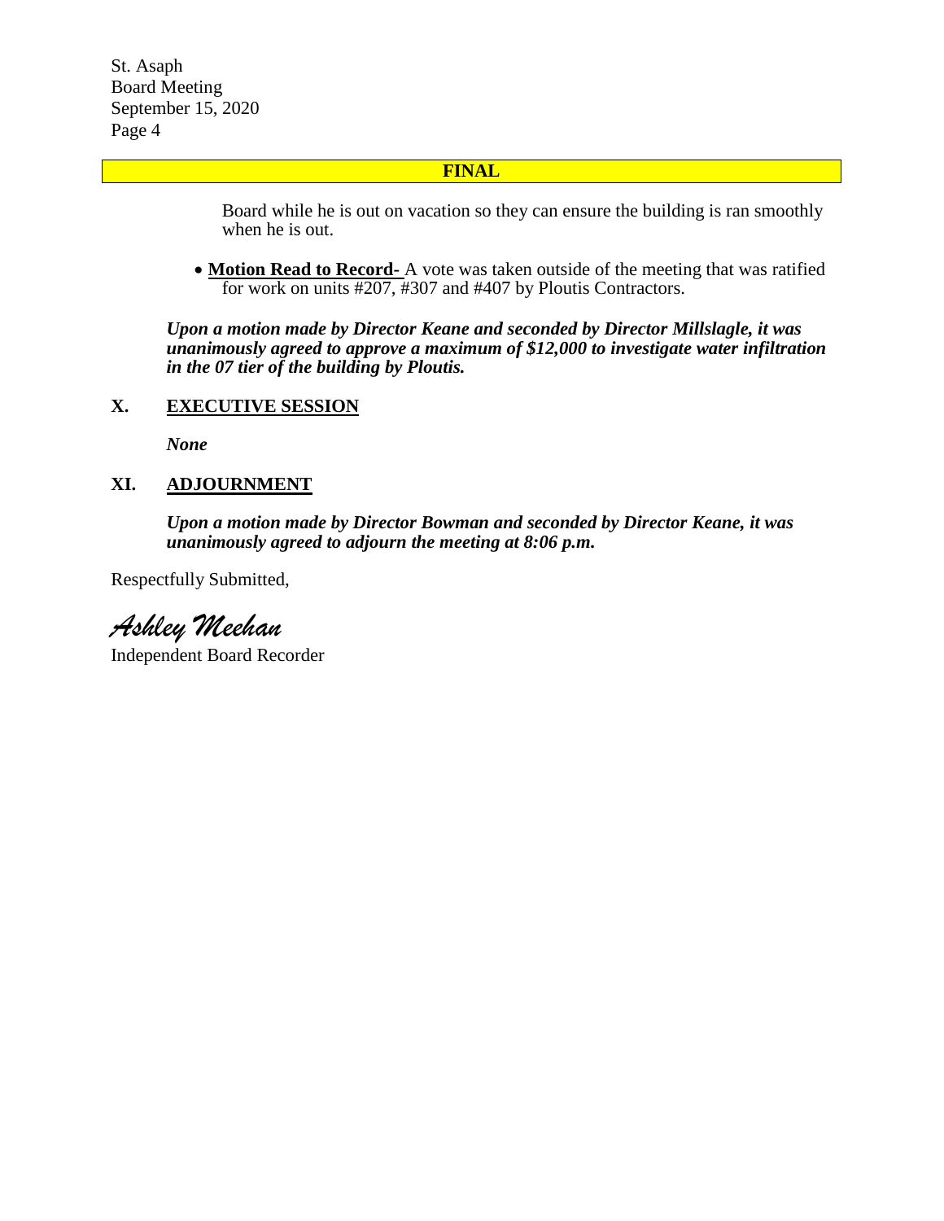**FINAL**

Board while he is out on vacation so they can ensure the building is ran smoothly when he is out.

- **Motion Read to Record-** A vote was taken outside of the meeting that was ratified for work on units #207, #307 and #407 by Ploutis Contractors.

***Upon a motion made by Director Keane and seconded by Director Millslagle, it was unanimously agreed to approve a maximum of $12,000 to investigate water infiltration in the 07 tier of the building by Ploutis.***

## X. EXECUTIVE SESSION

***None***

## XI. ADJOURNMENT

***Upon a motion made by Director Bowman and seconded by Director Keane, it was unanimously agreed to adjourn the meeting at 8:06 p.m.***

Respectfully Submitted,

*Ashley Meehan*

Independent Board Recorder